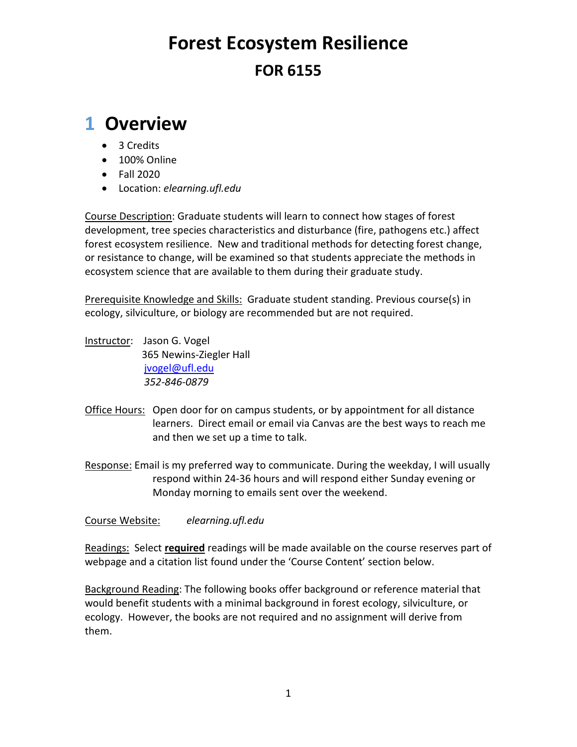# Forest Ecosystem Resilience

## FOR 6155

# 1 Overview

- 3 Credits
- 100% Online
- Fall 2020
- Location: *elearning.ufl.edu*

Course Description: Graduate students will learn to connect how stages of forest development, tree species characteristics and disturbance (fire, pathogens etc.) affect forest ecosystem resilience. New and traditional methods for detecting forest change, or resistance to change, will be examined so that students appreciate the methods in ecosystem science that are available to them during their graduate study.

Prerequisite Knowledge and Skills: Graduate student standing. Previous course(s) in ecology, silviculture, or biology are recommended but are not required.

Instructor: Jason G. Vogel
365 Newins-Ziegler Hall
jvogel@ufl.edu
*352-846-0879*

Office Hours: Open door for on campus students, or by appointment for all distance learners. Direct email or email via Canvas are the best ways to reach me and then we set up a time to talk.

Response: Email is my preferred way to communicate. During the weekday, I will usually respond within 24-36 hours and will respond either Sunday evening or Monday morning to emails sent over the weekend.

Course Website: *elearning.ufl.edu*

Readings: Select **required** readings will be made available on the course reserves part of webpage and a citation list found under the 'Course Content' section below.

Background Reading: The following books offer background or reference material that would benefit students with a minimal background in forest ecology, silviculture, or ecology. However, the books are not required and no assignment will derive from them.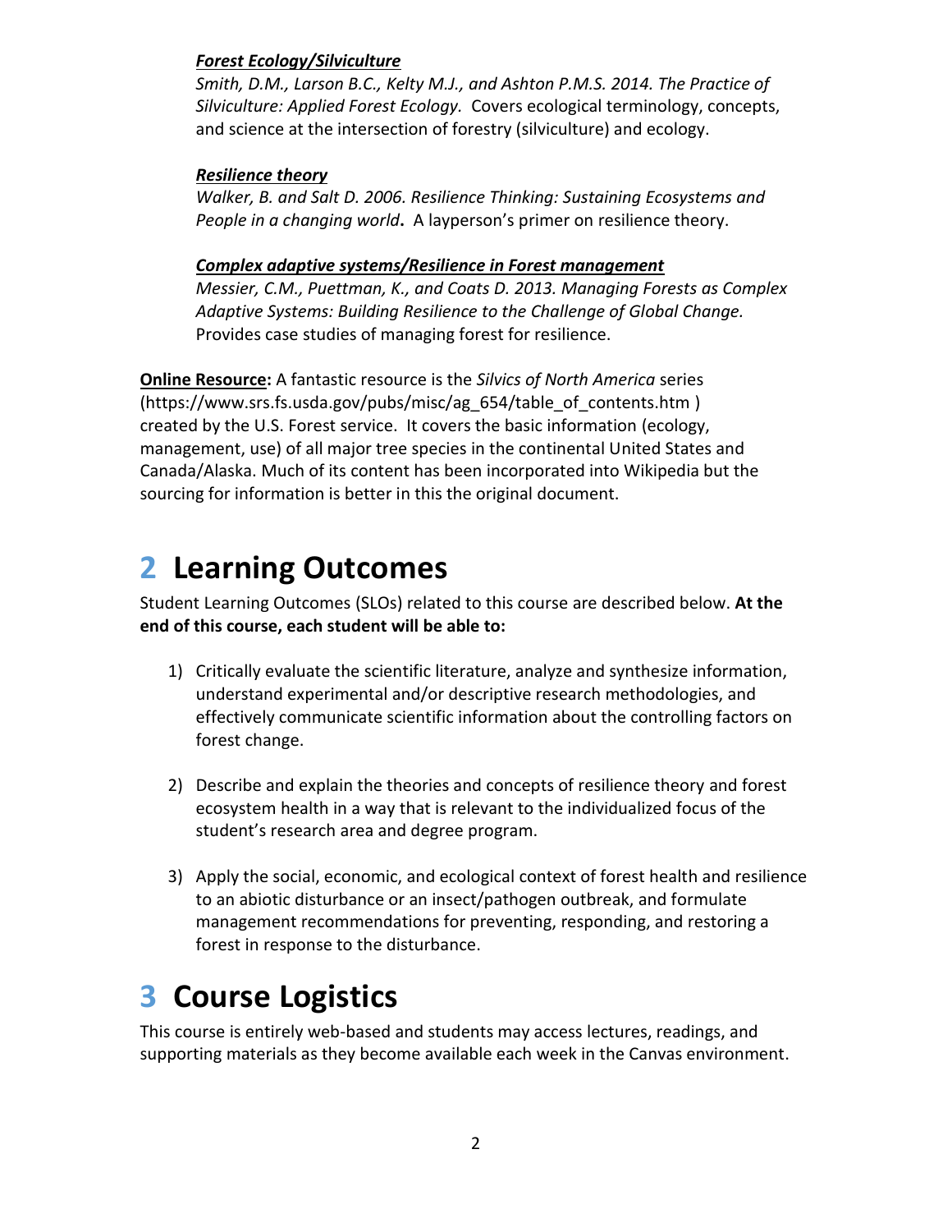***Forest Ecology/Silviculture***

*Smith, D.M., Larson B.C., Kelty M.J., and Ashton P.M.S. 2014. The Practice of Silviculture: Applied Forest Ecology.* Covers ecological terminology, concepts, and science at the intersection of forestry (silviculture) and ecology.

***Resilience theory***

*Walker, B. and Salt D. 2006. Resilience Thinking: Sustaining Ecosystems and People in a changing world***.** A layperson's primer on resilience theory.

***Complex adaptive systems/Resilience in Forest management***

*Messier, C.M., Puettman, K., and Coats D. 2013. Managing Forests as Complex Adaptive Systems: Building Resilience to the Challenge of Global Change.* Provides case studies of managing forest for resilience.

**Online Resource:** A fantastic resource is the *Silvics of North America* series (https://www.srs.fs.usda.gov/pubs/misc/ag_654/table_of_contents.htm ) created by the U.S. Forest service. It covers the basic information (ecology, management, use) of all major tree species in the continental United States and Canada/Alaska. Much of its content has been incorporated into Wikipedia but the sourcing for information is better in this the original document.

# 2 Learning Outcomes

Student Learning Outcomes (SLOs) related to this course are described below. **At the end of this course, each student will be able to:**

1) Critically evaluate the scientific literature, analyze and synthesize information, understand experimental and/or descriptive research methodologies, and effectively communicate scientific information about the controlling factors on forest change.

2) Describe and explain the theories and concepts of resilience theory and forest ecosystem health in a way that is relevant to the individualized focus of the student's research area and degree program.

3) Apply the social, economic, and ecological context of forest health and resilience to an abiotic disturbance or an insect/pathogen outbreak, and formulate management recommendations for preventing, responding, and restoring a forest in response to the disturbance.

# 3 Course Logistics

This course is entirely web-based and students may access lectures, readings, and supporting materials as they become available each week in the Canvas environment.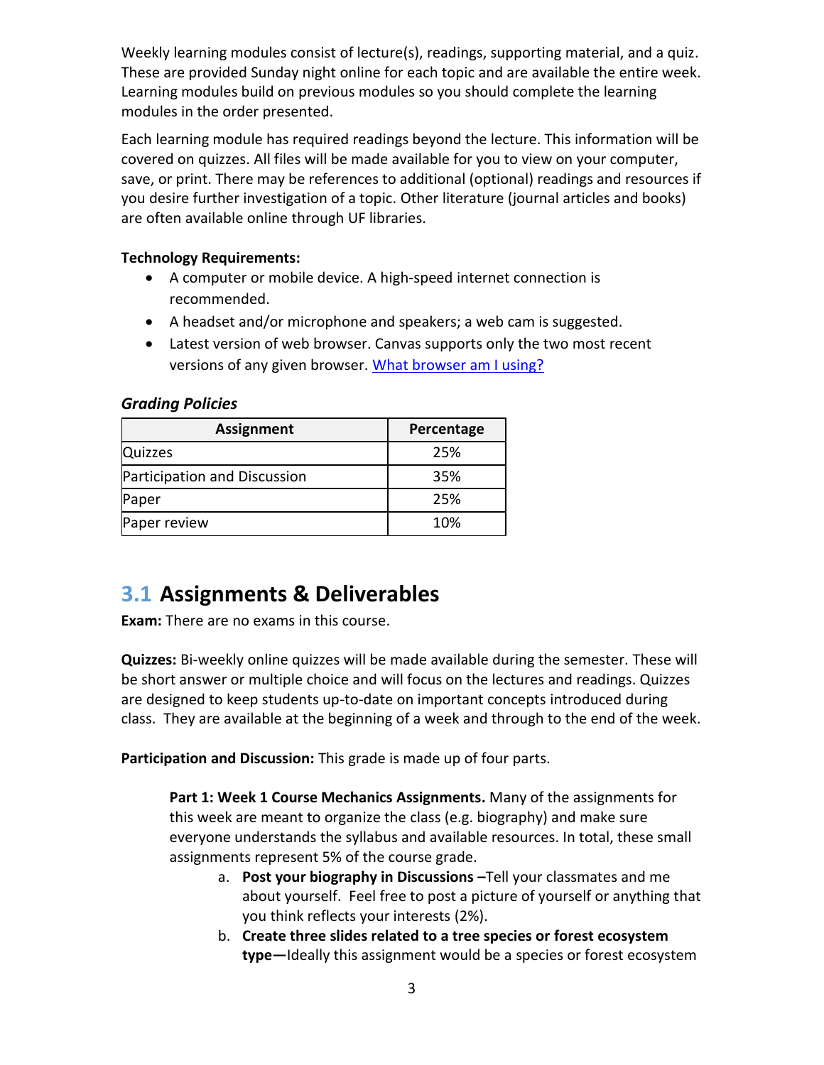Weekly learning modules consist of lecture(s), readings, supporting material, and a quiz. These are provided Sunday night online for each topic and are available the entire week. Learning modules build on previous modules so you should complete the learning modules in the order presented.

Each learning module has required readings beyond the lecture. This information will be covered on quizzes. All files will be made available for you to view on your computer, save, or print. There may be references to additional (optional) readings and resources if you desire further investigation of a topic. Other literature (journal articles and books) are often available online through UF libraries.

**Technology Requirements:**

- A computer or mobile device. A high-speed internet connection is recommended.
- A headset and/or microphone and speakers; a web cam is suggested.
- Latest version of web browser. Canvas supports only the two most recent versions of any given browser. [What browser am I using?]

***Grading Policies***

| Assignment | Percentage |
|---|---|
| Quizzes | 25% |
| Participation and Discussion | 35% |
| Paper | 25% |
| Paper review | 10% |

## 3.1 Assignments & Deliverables

**Exam:** There are no exams in this course.

**Quizzes:** Bi-weekly online quizzes will be made available during the semester. These will be short answer or multiple choice and will focus on the lectures and readings. Quizzes are designed to keep students up-to-date on important concepts introduced during class. They are available at the beginning of a week and through to the end of the week.

**Participation and Discussion:** This grade is made up of four parts.

**Part 1: Week 1 Course Mechanics Assignments.** Many of the assignments for this week are meant to organize the class (e.g. biography) and make sure everyone understands the syllabus and available resources. In total, these small assignments represent 5% of the course grade.

a. **Post your biography in Discussions –**Tell your classmates and me about yourself. Feel free to post a picture of yourself or anything that you think reflects your interests (2%).
b. **Create three slides related to a tree species or forest ecosystem type—**Ideally this assignment would be a species or forest ecosystem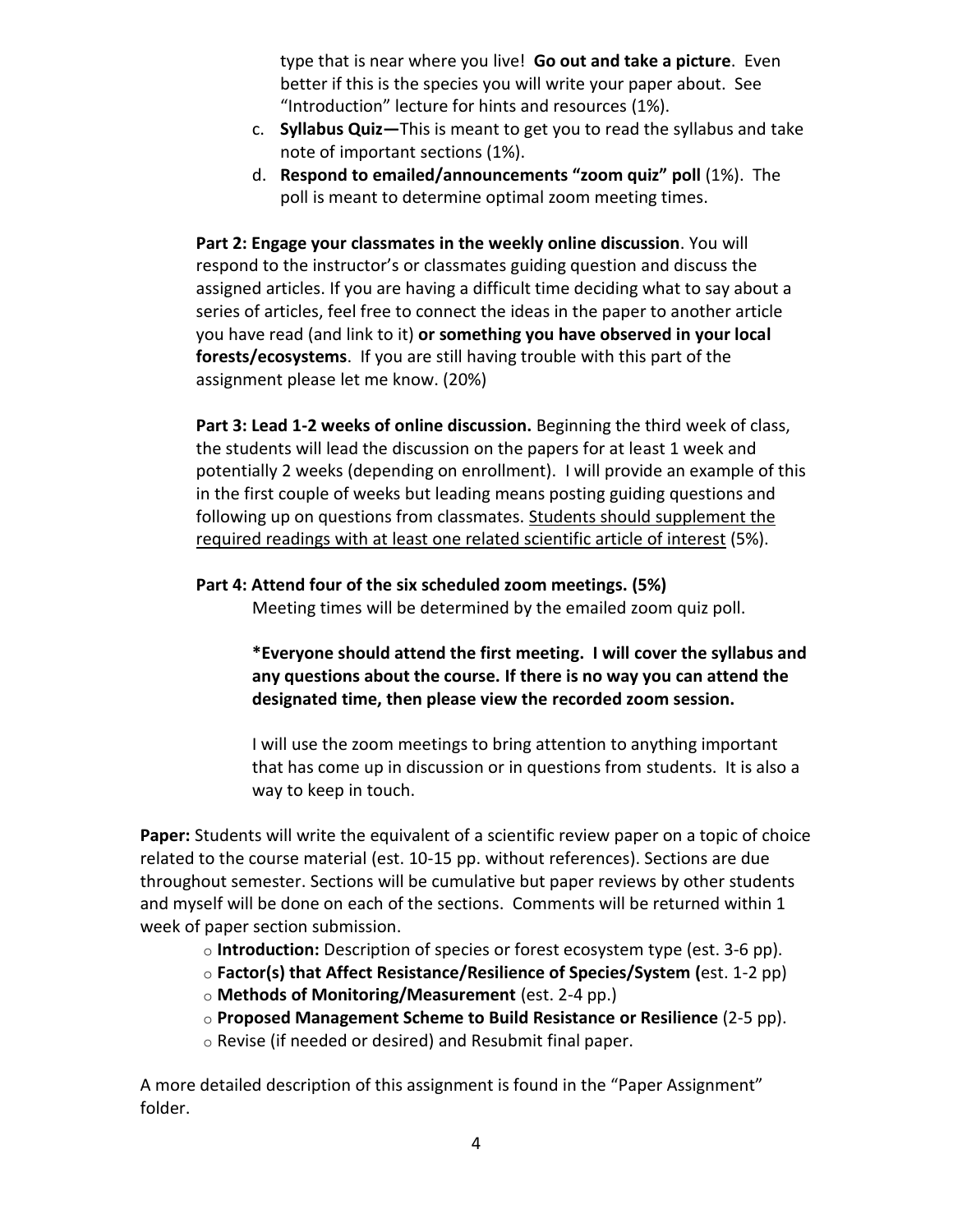type that is near where you live! **Go out and take a picture**. Even better if this is the species you will write your paper about. See "Introduction" lecture for hints and resources (1%).

c. **Syllabus Quiz—**This is meant to get you to read the syllabus and take note of important sections (1%).
d. **Respond to emailed/announcements "zoom quiz" poll** (1%). The poll is meant to determine optimal zoom meeting times.

**Part 2: Engage your classmates in the weekly online discussion**. You will respond to the instructor's or classmates guiding question and discuss the assigned articles. If you are having a difficult time deciding what to say about a series of articles, feel free to connect the ideas in the paper to another article you have read (and link to it) **or something you have observed in your local forests/ecosystems**. If you are still having trouble with this part of the assignment please let me know. (20%)

**Part 3: Lead 1-2 weeks of online discussion.** Beginning the third week of class, the students will lead the discussion on the papers for at least 1 week and potentially 2 weeks (depending on enrollment). I will provide an example of this in the first couple of weeks but leading means posting guiding questions and following up on questions from classmates. Students should supplement the required readings with at least one related scientific article of interest (5%).

**Part 4: Attend four of the six scheduled zoom meetings. (5%)**

Meeting times will be determined by the emailed zoom quiz poll.

**\*Everyone should attend the first meeting. I will cover the syllabus and any questions about the course. If there is no way you can attend the designated time, then please view the recorded zoom session.**

I will use the zoom meetings to bring attention to anything important that has come up in discussion or in questions from students. It is also a way to keep in touch.

**Paper:** Students will write the equivalent of a scientific review paper on a topic of choice related to the course material (est. 10-15 pp. without references). Sections are due throughout semester. Sections will be cumulative but paper reviews by other students and myself will be done on each of the sections. Comments will be returned within 1 week of paper section submission.

- **Introduction:** Description of species or forest ecosystem type (est. 3-6 pp).
- **Factor(s) that Affect Resistance/Resilience of Species/System (**est. 1-2 pp)
- **Methods of Monitoring/Measurement** (est. 2-4 pp.)
- **Proposed Management Scheme to Build Resistance or Resilience** (2-5 pp).
- Revise (if needed or desired) and Resubmit final paper.

A more detailed description of this assignment is found in the "Paper Assignment" folder.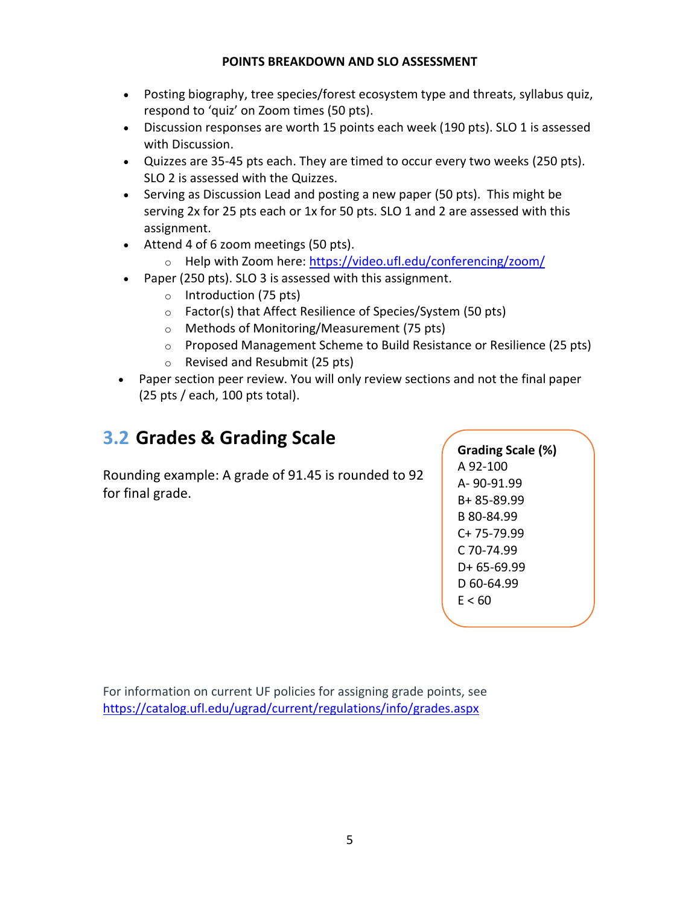**POINTS BREAKDOWN AND SLO ASSESSMENT**

- Posting biography, tree species/forest ecosystem type and threats, syllabus quiz, respond to 'quiz' on Zoom times (50 pts).
- Discussion responses are worth 15 points each week (190 pts). SLO 1 is assessed with Discussion.
- Quizzes are 35-45 pts each. They are timed to occur every two weeks (250 pts). SLO 2 is assessed with the Quizzes.
- Serving as Discussion Lead and posting a new paper (50 pts). This might be serving 2x for 25 pts each or 1x for 50 pts. SLO 1 and 2 are assessed with this assignment.
- Attend 4 of 6 zoom meetings (50 pts).
    - Help with Zoom here: https://video.ufl.edu/conferencing/zoom/
- Paper (250 pts). SLO 3 is assessed with this assignment.
    - Introduction (75 pts)
    - Factor(s) that Affect Resilience of Species/System (50 pts)
    - Methods of Monitoring/Measurement (75 pts)
    - Proposed Management Scheme to Build Resistance or Resilience (25 pts)
    - Revised and Resubmit (25 pts)
- Paper section peer review. You will only review sections and not the final paper (25 pts / each, 100 pts total).

## 3.2 Grades & Grading Scale

Rounding example: A grade of 91.45 is rounded to 92 for final grade.

**Grading Scale (%)**
A 92-100
A- 90-91.99
B+ 85-89.99
B 80-84.99
C+ 75-79.99
C 70-74.99
D+ 65-69.99
D 60-64.99
E < 60

For information on current UF policies for assigning grade points, see https://catalog.ufl.edu/ugrad/current/regulations/info/grades.aspx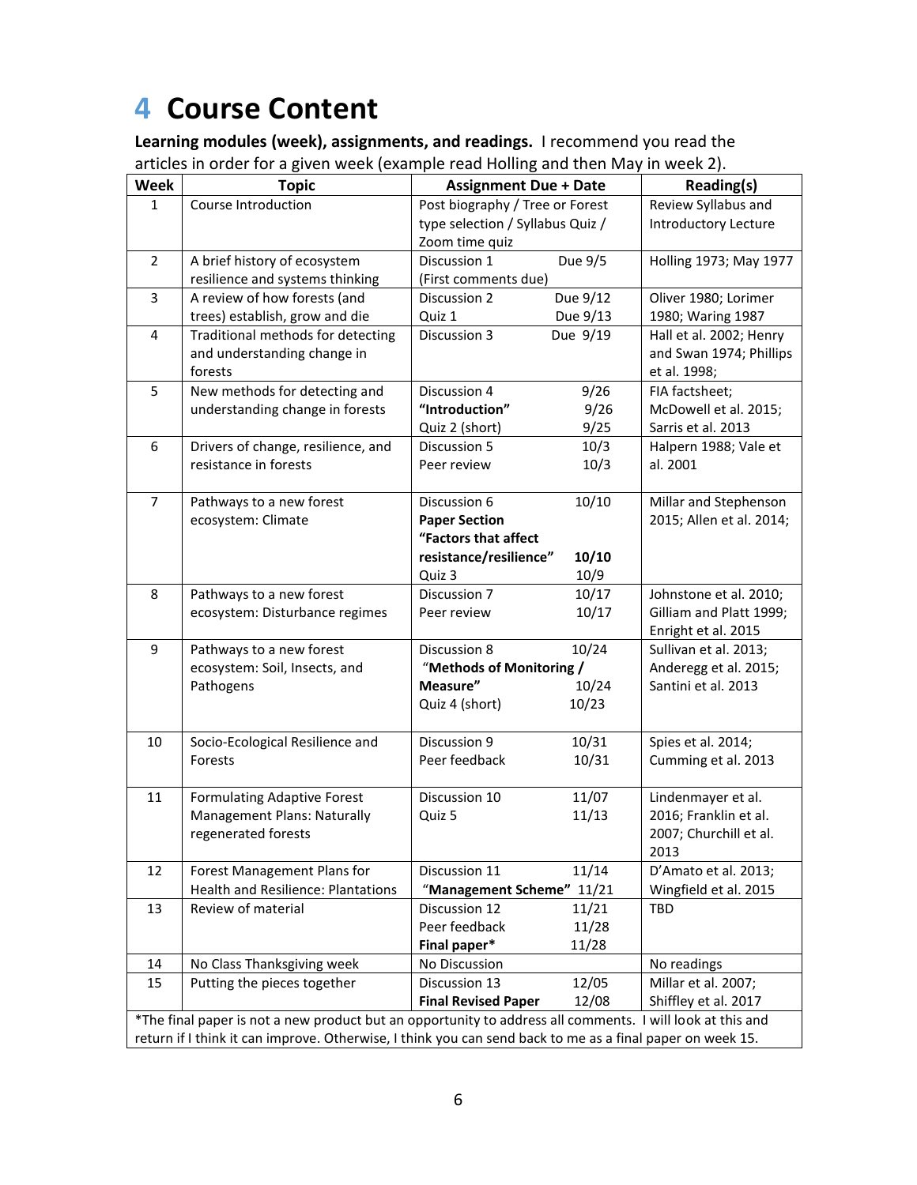# 4 Course Content

**Learning modules (week), assignments, and readings.** I recommend you read the articles in order for a given week (example read Holling and then May in week 2).

| Week | Topic | Assignment Due + Date | Reading(s) |
|---|---|---|---|
| 1 | Course Introduction | Post biography / Tree or Forest type selection / Syllabus Quiz / Zoom time quiz | Review Syllabus and Introductory Lecture |
| 2 | A brief history of ecosystem resilience and systems thinking | Discussion 1 Due 9/5 (First comments due) | Holling 1973; May 1977 |
| 3 | A review of how forests (and trees) establish, grow and die | Discussion 2 Due 9/12<br>Quiz 1 Due 9/13 | Oliver 1980; Lorimer 1980; Waring 1987 |
| 4 | Traditional methods for detecting and understanding change in forests | Discussion 3 Due 9/19 | Hall et al. 2002; Henry and Swan 1974; Phillips et al. 1998; |
| 5 | New methods for detecting and understanding change in forests | Discussion 4 9/26<br>**"Introduction"** 9/26<br>Quiz 2 (short) 9/25 | FIA factsheet; McDowell et al. 2015; Sarris et al. 2013 |
| 6 | Drivers of change, resilience, and resistance in forests | Discussion 5 10/3<br>Peer review 10/3 | Halpern 1988; Vale et al. 2001 |
| 7 | Pathways to a new forest ecosystem: Climate | Discussion 6 10/10<br>**Paper Section "Factors that affect resistance/resilience" 10/10**<br>Quiz 3 10/9 | Millar and Stephenson 2015; Allen et al. 2014; |
| 8 | Pathways to a new forest ecosystem: Disturbance regimes | Discussion 7 10/17<br>Peer review 10/17 | Johnstone et al. 2010; Gilliam and Platt 1999; Enright et al. 2015 |
| 9 | Pathways to a new forest ecosystem: Soil, Insects, and Pathogens | Discussion 8 10/24<br>**"Methods of Monitoring / Measure"** 10/24<br>Quiz 4 (short) 10/23 | Sullivan et al. 2013; Anderegg et al. 2015; Santini et al. 2013 |
| 10 | Socio-Ecological Resilience and Forests | Discussion 9 10/31<br>Peer feedback 10/31 | Spies et al. 2014; Cumming et al. 2013 |
| 11 | Formulating Adaptive Forest Management Plans: Naturally regenerated forests | Discussion 10 11/07<br>Quiz 5 11/13 | Lindenmayer et al. 2016; Franklin et al. 2007; Churchill et al. 2013 |
| 12 | Forest Management Plans for Health and Resilience: Plantations | Discussion 11 11/14<br>**"Management Scheme"** 11/21 | D'Amato et al. 2013; Wingfield et al. 2015 |
| 13 | Review of material | Discussion 12 11/21<br>Peer feedback 11/28<br>**Final paper*** 11/28 | TBD |
| 14 | No Class Thanksgiving week | No Discussion | No readings |
| 15 | Putting the pieces together | Discussion 13 12/05<br>**Final Revised Paper** 12/08 | Millar et al. 2007; Shiffley et al. 2017 |

*The final paper is not a new product but an opportunity to address all comments. I will look at this and return if I think it can improve. Otherwise, I think you can send back to me as a final paper on week 15.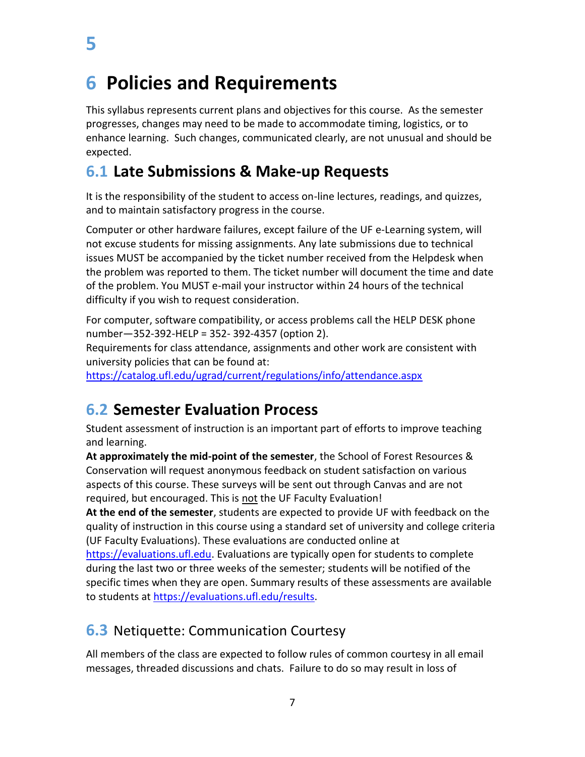# 5

# 6 Policies and Requirements

This syllabus represents current plans and objectives for this course. As the semester progresses, changes may need to be made to accommodate timing, logistics, or to enhance learning. Such changes, communicated clearly, are not unusual and should be expected.

## 6.1 Late Submissions & Make-up Requests

It is the responsibility of the student to access on-line lectures, readings, and quizzes, and to maintain satisfactory progress in the course.

Computer or other hardware failures, except failure of the UF e-Learning system, will not excuse students for missing assignments. Any late submissions due to technical issues MUST be accompanied by the ticket number received from the Helpdesk when the problem was reported to them. The ticket number will document the time and date of the problem. You MUST e-mail your instructor within 24 hours of the technical difficulty if you wish to request consideration.

For computer, software compatibility, or access problems call the HELP DESK phone number—352-392-HELP = 352- 392-4357 (option 2).
Requirements for class attendance, assignments and other work are consistent with university policies that can be found at:
https://catalog.ufl.edu/ugrad/current/regulations/info/attendance.aspx

## 6.2 Semester Evaluation Process

Student assessment of instruction is an important part of efforts to improve teaching and learning.
**At approximately the mid-point of the semester**, the School of Forest Resources & Conservation will request anonymous feedback on student satisfaction on various aspects of this course. These surveys will be sent out through Canvas and are not required, but encouraged. This is not the UF Faculty Evaluation!
**At the end of the semester**, students are expected to provide UF with feedback on the quality of instruction in this course using a standard set of university and college criteria (UF Faculty Evaluations). These evaluations are conducted online at https://evaluations.ufl.edu. Evaluations are typically open for students to complete during the last two or three weeks of the semester; students will be notified of the specific times when they are open. Summary results of these assessments are available to students at https://evaluations.ufl.edu/results.

## 6.3 Netiquette: Communication Courtesy

All members of the class are expected to follow rules of common courtesy in all email messages, threaded discussions and chats. Failure to do so may result in loss of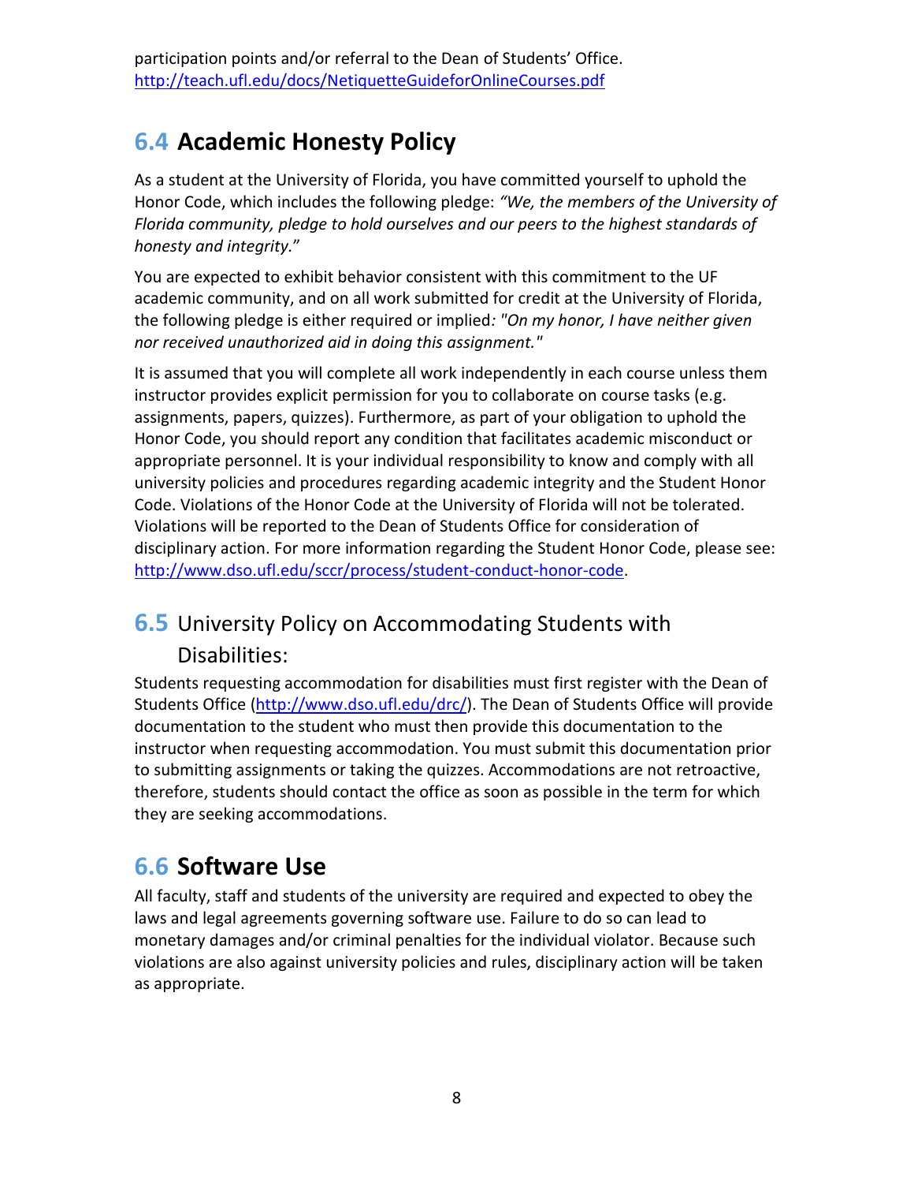participation points and/or referral to the Dean of Students' Office. http://teach.ufl.edu/docs/NetiquetteGuideforOnlineCourses.pdf

## 6.4 Academic Honesty Policy

As a student at the University of Florida, you have committed yourself to uphold the Honor Code, which includes the following pledge: *"We, the members of the University of Florida community, pledge to hold ourselves and our peers to the highest standards of honesty and integrity."*

You are expected to exhibit behavior consistent with this commitment to the UF academic community, and on all work submitted for credit at the University of Florida, the following pledge is either required or implied*: "On my honor, I have neither given nor received unauthorized aid in doing this assignment."*

It is assumed that you will complete all work independently in each course unless them instructor provides explicit permission for you to collaborate on course tasks (e.g. assignments, papers, quizzes). Furthermore, as part of your obligation to uphold the Honor Code, you should report any condition that facilitates academic misconduct or appropriate personnel. It is your individual responsibility to know and comply with all university policies and procedures regarding academic integrity and the Student Honor Code. Violations of the Honor Code at the University of Florida will not be tolerated. Violations will be reported to the Dean of Students Office for consideration of disciplinary action. For more information regarding the Student Honor Code, please see: http://www.dso.ufl.edu/sccr/process/student-conduct-honor-code.

## 6.5 University Policy on Accommodating Students with Disabilities:

Students requesting accommodation for disabilities must first register with the Dean of Students Office (http://www.dso.ufl.edu/drc/). The Dean of Students Office will provide documentation to the student who must then provide this documentation to the instructor when requesting accommodation. You must submit this documentation prior to submitting assignments or taking the quizzes. Accommodations are not retroactive, therefore, students should contact the office as soon as possible in the term for which they are seeking accommodations.

## 6.6 Software Use

All faculty, staff and students of the university are required and expected to obey the laws and legal agreements governing software use. Failure to do so can lead to monetary damages and/or criminal penalties for the individual violator. Because such violations are also against university policies and rules, disciplinary action will be taken as appropriate.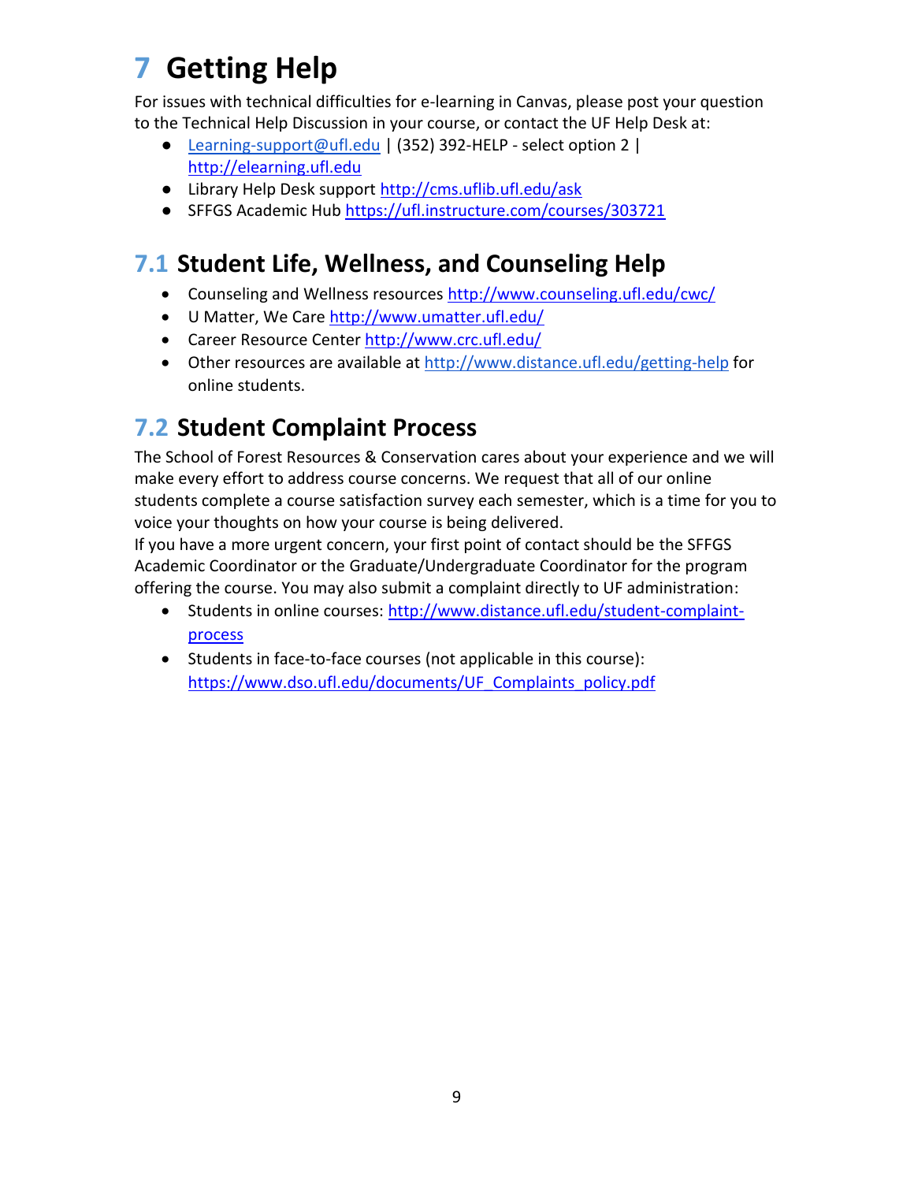# 7 Getting Help

For issues with technical difficulties for e-learning in Canvas, please post your question to the Technical Help Discussion in your course, or contact the UF Help Desk at:

- Learning-support@ufl.edu | (352) 392-HELP - select option 2 | http://elearning.ufl.edu
- Library Help Desk support http://cms.uflib.ufl.edu/ask
- SFFGS Academic Hub https://ufl.instructure.com/courses/303721

## 7.1 Student Life, Wellness, and Counseling Help

- Counseling and Wellness resources http://www.counseling.ufl.edu/cwc/
- U Matter, We Care http://www.umatter.ufl.edu/
- Career Resource Center http://www.crc.ufl.edu/
- Other resources are available at http://www.distance.ufl.edu/getting-help for online students.

## 7.2 Student Complaint Process

The School of Forest Resources & Conservation cares about your experience and we will make every effort to address course concerns. We request that all of our online students complete a course satisfaction survey each semester, which is a time for you to voice your thoughts on how your course is being delivered.

If you have a more urgent concern, your first point of contact should be the SFFGS Academic Coordinator or the Graduate/Undergraduate Coordinator for the program offering the course. You may also submit a complaint directly to UF administration:

- Students in online courses: http://www.distance.ufl.edu/student-complaint-process
- Students in face-to-face courses (not applicable in this course): https://www.dso.ufl.edu/documents/UF_Complaints_policy.pdf